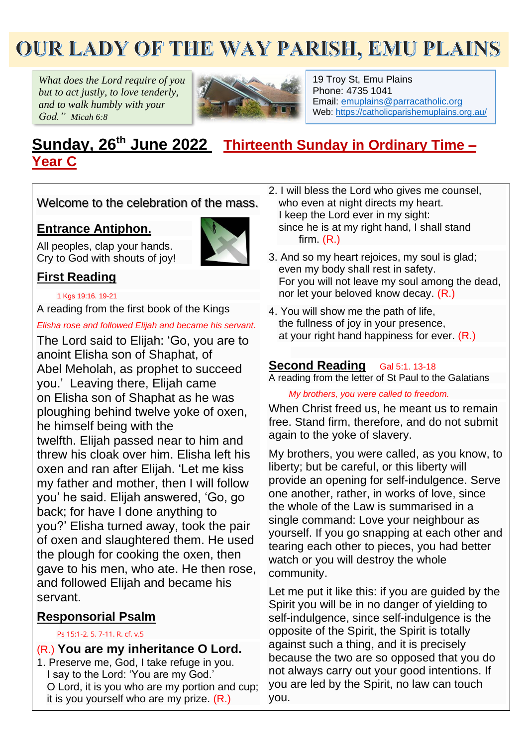# OUR LADY OF THE WAY PARISH, EMU PLAINS

*What does the Lord require of you but to act justly, to love tenderly, and to walk humbly with your God."* Micah 6:8

19 Troy St, Emu Plains
Phone: 4735 1041
Email: emuplains@parracatholic.org
Web: https://catholicparishemuplains.org.au/

## Sunday, 26th June 2022 Thirteenth Sunday in Ordinary Time – Year C

Welcome to the celebration of the mass.

### Entrance Antiphon.

All peoples, clap your hands.
Cry to God with shouts of joy!

### First Reading

1 Kgs 19:16. 19-21

A reading from the first book of the Kings

*Elisha rose and followed Elijah and became his servant.*

The Lord said to Elijah: 'Go, you are to anoint Elisha son of Shaphat, of Abel Meholah, as prophet to succeed you.' Leaving there, Elijah came on Elisha son of Shaphat as he was ploughing behind twelve yoke of oxen, he himself being with the twelfth. Elijah passed near to him and threw his cloak over him. Elisha left his oxen and ran after Elijah. 'Let me kiss my father and mother, then I will follow you' he said. Elijah answered, 'Go, go back; for have I done anything to you?' Elisha turned away, took the pair of oxen and slaughtered them. He used the plough for cooking the oxen, then gave to his men, who ate. He then rose, and followed Elijah and became his servant.

### Responsorial Psalm

Ps 15:1-2. 5. 7-11. R. cf. v.5

(R.) **You are my inheritance O Lord.**

1. Preserve me, God, I take refuge in you.
   I say to the Lord: 'You are my God.'
   O Lord, it is you who are my portion and cup;
   it is you yourself who are my prize. (R.)

2. I will bless the Lord who gives me counsel,
   who even at night directs my heart.
   I keep the Lord ever in my sight:
   since he is at my right hand, I shall stand firm. (R.)

3. And so my heart rejoices, my soul is glad;
   even my body shall rest in safety.
   For you will not leave my soul among the dead,
   nor let your beloved know decay. (R.)

4. You will show me the path of life,
   the fullness of joy in your presence,
   at your right hand happiness for ever. (R.)

### Second Reading

Gal 5:1. 13-18

A reading from the letter of St Paul to the Galatians

*My brothers, you were called to freedom.*

When Christ freed us, he meant us to remain free. Stand firm, therefore, and do not submit again to the yoke of slavery.

My brothers, you were called, as you know, to liberty; but be careful, or this liberty will provide an opening for self-indulgence. Serve one another, rather, in works of love, since the whole of the Law is summarised in a single command: Love your neighbour as yourself. If you go snapping at each other and tearing each other to pieces, you had better watch or you will destroy the whole community.

Let me put it like this: if you are guided by the Spirit you will be in no danger of yielding to self-indulgence, since self-indulgence is the opposite of the Spirit, the Spirit is totally against such a thing, and it is precisely because the two are so opposed that you do not always carry out your good intentions. If you are led by the Spirit, no law can touch you.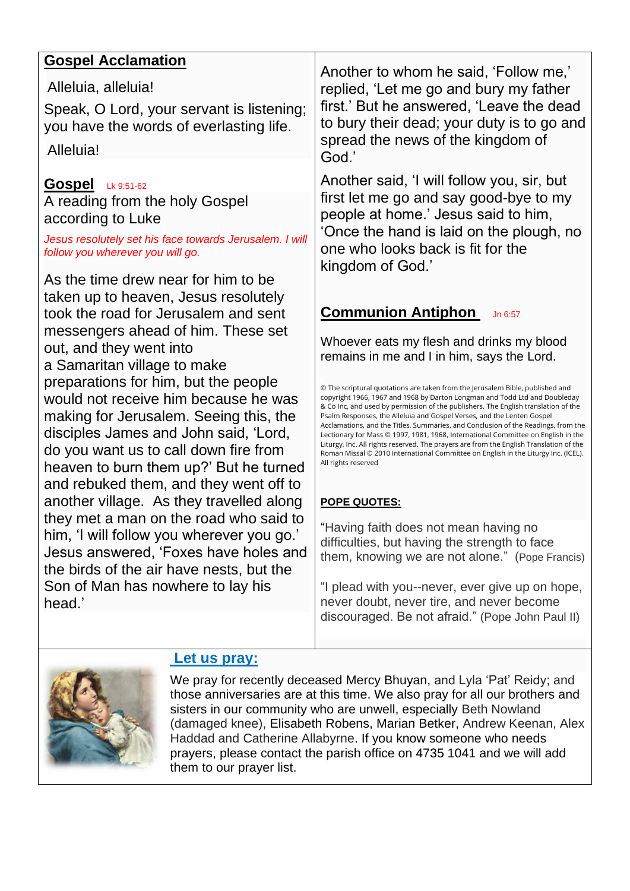## Gospel Acclamation

Alleluia, alleluia!

Speak, O Lord, your servant is listening; you have the words of everlasting life.

Alleluia!

## Gospel Lk 9:51-62

A reading from the holy Gospel according to Luke

*Jesus resolutely set his face towards Jerusalem. I will follow you wherever you will go.*

As the time drew near for him to be taken up to heaven, Jesus resolutely took the road for Jerusalem and sent messengers ahead of him. These set out, and they went into a Samaritan village to make preparations for him, but the people would not receive him because he was making for Jerusalem. Seeing this, the disciples James and John said, 'Lord, do you want us to call down fire from heaven to burn them up?' But he turned and rebuked them, and they went off to another village. As they travelled along they met a man on the road who said to him, 'I will follow you wherever you go.' Jesus answered, 'Foxes have holes and the birds of the air have nests, but the Son of Man has nowhere to lay his head.'

Another to whom he said, 'Follow me,' replied, 'Let me go and bury my father first.' But he answered, 'Leave the dead to bury their dead; your duty is to go and spread the news of the kingdom of God.'

Another said, 'I will follow you, sir, but first let me go and say good-bye to my people at home.' Jesus said to him, 'Once the hand is laid on the plough, no one who looks back is fit for the kingdom of God.'

## Communion Antiphon Jn 6:57

Whoever eats my flesh and drinks my blood remains in me and I in him, says the Lord.

© The scriptural quotations are taken from the Jerusalem Bible, published and copyright 1966, 1967 and 1968 by Darton Longman and Todd Ltd and Doubleday & Co Inc, and used by permission of the publishers. The English translation of the Psalm Responses, the Alleluia and Gospel Verses, and the Lenten Gospel Acclamations, and the Titles, Summaries, and Conclusion of the Readings, from the Lectionary for Mass © 1997, 1981, 1968, International Committee on English in the Liturgy, Inc. All rights reserved. The prayers are from the English Translation of the Roman Missal © 2010 International Committee on English in the Liturgy Inc. (ICEL). All rights reserved

**POPE QUOTES:**

"Having faith does not mean having no difficulties, but having the strength to face them, knowing we are not alone." (Pope Francis)

"I plead with you--never, ever give up on hope, never doubt, never tire, and never become discouraged. Be not afraid." (Pope John Paul II)

## Let us pray:

We pray for recently deceased Mercy Bhuyan, and Lyla 'Pat' Reidy; and those anniversaries are at this time. We also pray for all our brothers and sisters in our community who are unwell, especially Beth Nowland (damaged knee), Elisabeth Robens, Marian Betker, Andrew Keenan, Alex Haddad and Catherine Allabyrne. If you know someone who needs prayers, please contact the parish office on 4735 1041 and we will add them to our prayer list.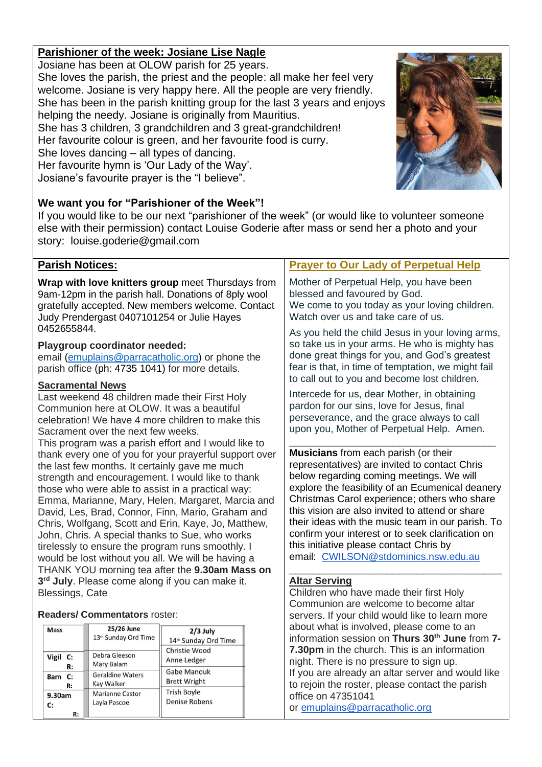## Parishioner of the week: Josiane Lise Nagle

Josiane has been at OLOW parish for 25 years.
She loves the parish, the priest and the people: all make her feel very welcome. Josiane is very happy here. All the people are very friendly.
She has been in the parish knitting group for the last 3 years and enjoys helping the needy. Josiane is originally from Mauritius.
She has 3 children, 3 grandchildren and 3 great-grandchildren!
Her favourite colour is green, and her favourite food is curry.
She loves dancing – all types of dancing.
Her favourite hymn is 'Our Lady of the Way'.
Josiane's favourite prayer is the "I believe".

### We want you for "Parishioner of the Week"!

If you would like to be our next "parishioner of the week" (or would like to volunteer someone else with their permission) contact Louise Goderie after mass or send her a photo and your story: louise.goderie@gmail.com

## Parish Notices:

**Wrap with love knitters group** meet Thursdays from 9am-12pm in the parish hall. Donations of 8ply wool gratefully accepted. New members welcome. Contact Judy Prendergast 0407101254 or Julie Hayes 0452655844.

**Playgroup coordinator needed:**
email (emuplains@parracatholic.org) or phone the parish office (ph: 4735 1041) for more details.

### Sacramental News

Last weekend 48 children made their First Holy Communion here at OLOW. It was a beautiful celebration! We have 4 more children to make this Sacrament over the next few weeks.
This program was a parish effort and I would like to thank every one of you for your prayerful support over the last few months. It certainly gave me much strength and encouragement. I would like to thank those who were able to assist in a practical way: Emma, Marianne, Mary, Helen, Margaret, Marcia and David, Les, Brad, Connor, Finn, Mario, Graham and Chris, Wolfgang, Scott and Erin, Kaye, Jo, Matthew, John, Chris. A special thanks to Sue, who works tirelessly to ensure the program runs smoothly. I would be lost without you all. We will be having a THANK YOU morning tea after the **9.30am Mass on 3rd July**. Please come along if you can make it.
Blessings, Cate

**Readers/ Commentators** roster:

| Mass | 25/26 June 13th Sunday Ord Time | 2/3 July 14th Sunday Ord Time |
|---|---|---|
| Vigil C: | Debra Gleeson | Christie Wood |
| R: | Mary Balam | Anne Ledger |
| 8am C: | Geraldine Waters | Gabe Manouk |
| R: | Kay Walker | Brett Wright |
| 9.30am C: | Marianne Castor | Trish Boyle |
| R: | Layla Pascoe | Denise Robens |

## Prayer to Our Lady of Perpetual Help

Mother of Perpetual Help, you have been blessed and favoured by God.
We come to you today as your loving children. Watch over us and take care of us.

As you held the child Jesus in your loving arms, so take us in your arms. He who is mighty has done great things for you, and God's greatest fear is that, in time of temptation, we might fail to call out to you and become lost children.

Intercede for us, dear Mother, in obtaining pardon for our sins, love for Jesus, final perseverance, and the grace always to call upon you, Mother of Perpetual Help. Amen.

---

**Musicians** from each parish (or their representatives) are invited to contact Chris below regarding coming meetings. We will explore the feasibility of an Ecumenical deanery Christmas Carol experience; others who share this vision are also invited to attend or share their ideas with the music team in our parish. To confirm your interest or to seek clarification on this initiative please contact Chris by email: CWILSON@stdominics.nsw.edu.au

---

### Altar Serving

Children who have made their first Holy Communion are welcome to become altar servers. If your child would like to learn more about what is involved, please come to an information session on **Thurs 30th June** from **7-7.30pm** in the church. This is an information night. There is no pressure to sign up.
If you are already an altar server and would like to rejoin the roster, please contact the parish office on 47351041
or emuplains@parracatholic.org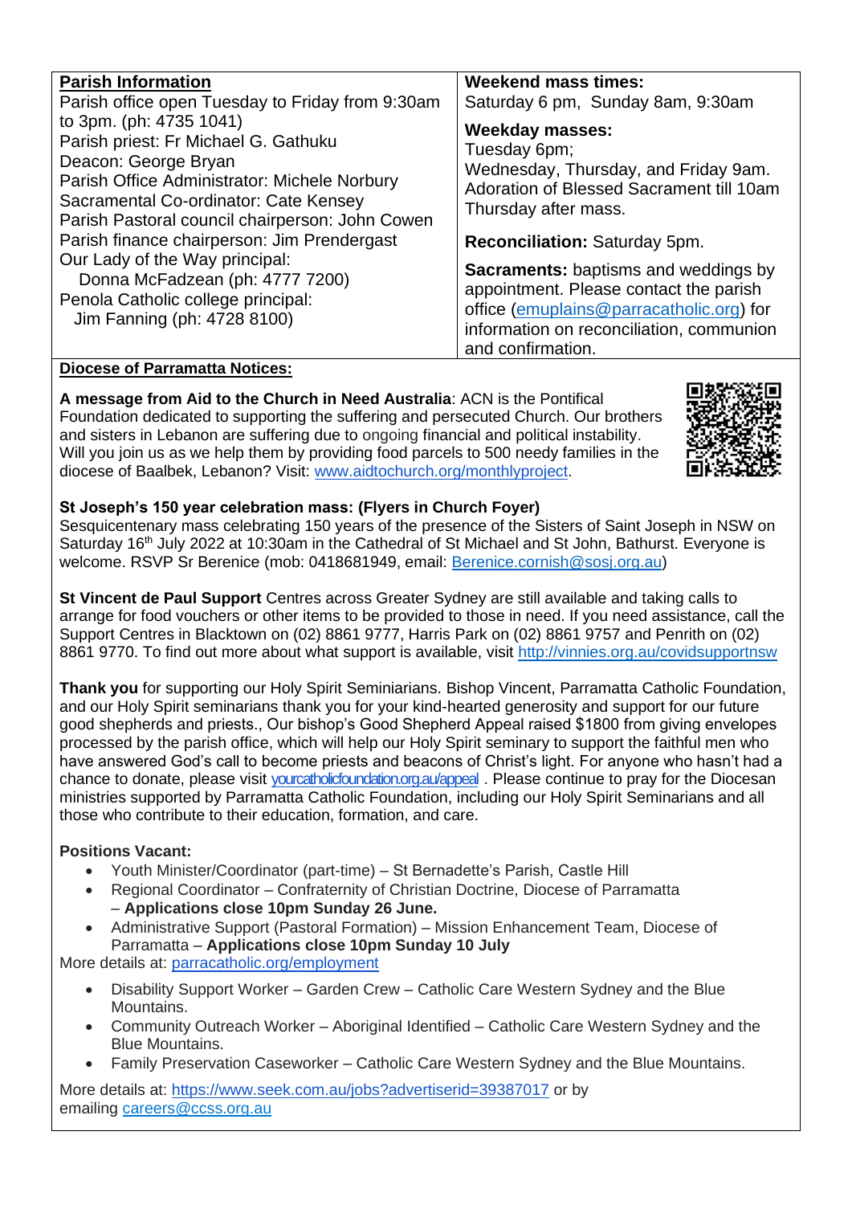**Parish Information**

Parish office open Tuesday to Friday from 9:30am to 3pm. (ph: 4735 1041)
Parish priest: Fr Michael G. Gathuku
Deacon: George Bryan
Parish Office Administrator: Michele Norbury
Sacramental Co-ordinator: Cate Kensey
Parish Pastoral council chairperson: John Cowen
Parish finance chairperson: Jim Prendergast
Our Lady of the Way principal:
Donna McFadzean (ph: 4777 7200)
Penola Catholic college principal:
Jim Fanning (ph: 4728 8100)

**Weekend mass times:**
Saturday 6 pm, Sunday 8am, 9:30am

**Weekday masses:**
Tuesday 6pm;
Wednesday, Thursday, and Friday 9am.
Adoration of Blessed Sacrament till 10am Thursday after mass.

**Reconciliation:** Saturday 5pm.

**Sacraments:** baptisms and weddings by appointment. Please contact the parish office (emuplains@parracatholic.org) for information on reconciliation, communion and confirmation.

**Diocese of Parramatta Notices:**

**A message from Aid to the Church in Need Australia**: ACN is the Pontifical Foundation dedicated to supporting the suffering and persecuted Church. Our brothers and sisters in Lebanon are suffering due to ongoing financial and political instability. Will you join us as we help them by providing food parcels to 500 needy families in the diocese of Baalbek, Lebanon? Visit: www.aidtochurch.org/monthlyproject.

**St Joseph's 150 year celebration mass: (Flyers in Church Foyer)**
Sesquicentenary mass celebrating 150 years of the presence of the Sisters of Saint Joseph in NSW on Saturday 16th July 2022 at 10:30am in the Cathedral of St Michael and St John, Bathurst. Everyone is welcome. RSVP Sr Berenice (mob: 0418681949, email: Berenice.cornish@sosj.org.au)

**St Vincent de Paul Support** Centres across Greater Sydney are still available and taking calls to arrange for food vouchers or other items to be provided to those in need. If you need assistance, call the Support Centres in Blacktown on (02) 8861 9777, Harris Park on (02) 8861 9757 and Penrith on (02) 8861 9770. To find out more about what support is available, visit http://vinnies.org.au/covidsupportnsw

**Thank you** for supporting our Holy Spirit Seminiarians. Bishop Vincent, Parramatta Catholic Foundation, and our Holy Spirit seminarians thank you for your kind-hearted generosity and support for our future good shepherds and priests., Our bishop's Good Shepherd Appeal raised $1800 from giving envelopes processed by the parish office, which will help our Holy Spirit seminary to support the faithful men who have answered God's call to become priests and beacons of Christ's light. For anyone who hasn't had a chance to donate, please visit yourcatholicfoundation.org.au/appeal . Please continue to pray for the Diocesan ministries supported by Parramatta Catholic Foundation, including our Holy Spirit Seminarians and all those who contribute to their education, formation, and care.

**Positions Vacant:**

- Youth Minister/Coordinator (part-time) – St Bernadette's Parish, Castle Hill
- Regional Coordinator – Confraternity of Christian Doctrine, Diocese of Parramatta – **Applications close 10pm Sunday 26 June.**
- Administrative Support (Pastoral Formation) – Mission Enhancement Team, Diocese of Parramatta – **Applications close 10pm Sunday 10 July**

More details at: parracatholic.org/employment

- Disability Support Worker – Garden Crew – Catholic Care Western Sydney and the Blue Mountains.
- Community Outreach Worker – Aboriginal Identified – Catholic Care Western Sydney and the Blue Mountains.
- Family Preservation Caseworker – Catholic Care Western Sydney and the Blue Mountains.

More details at: https://www.seek.com.au/jobs?advertiserid=39387017 or by emailing careers@ccss.org.au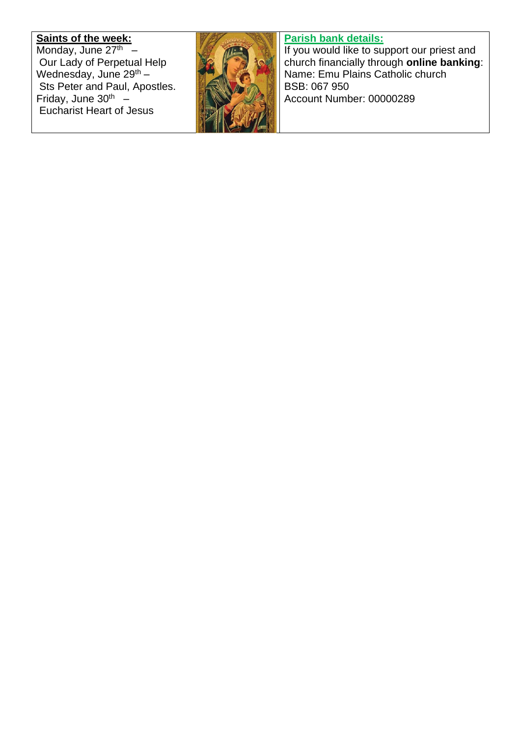**Saints of the week:**

Monday, June 27th –
Our Lady of Perpetual Help

Wednesday, June 29th –
Sts Peter and Paul, Apostles.

Friday, June 30th –
Eucharist Heart of Jesus

**Parish bank details:**

If you would like to support our priest and church financially through **online banking**:

Name: Emu Plains Catholic church
BSB: 067 950
Account Number: 00000289